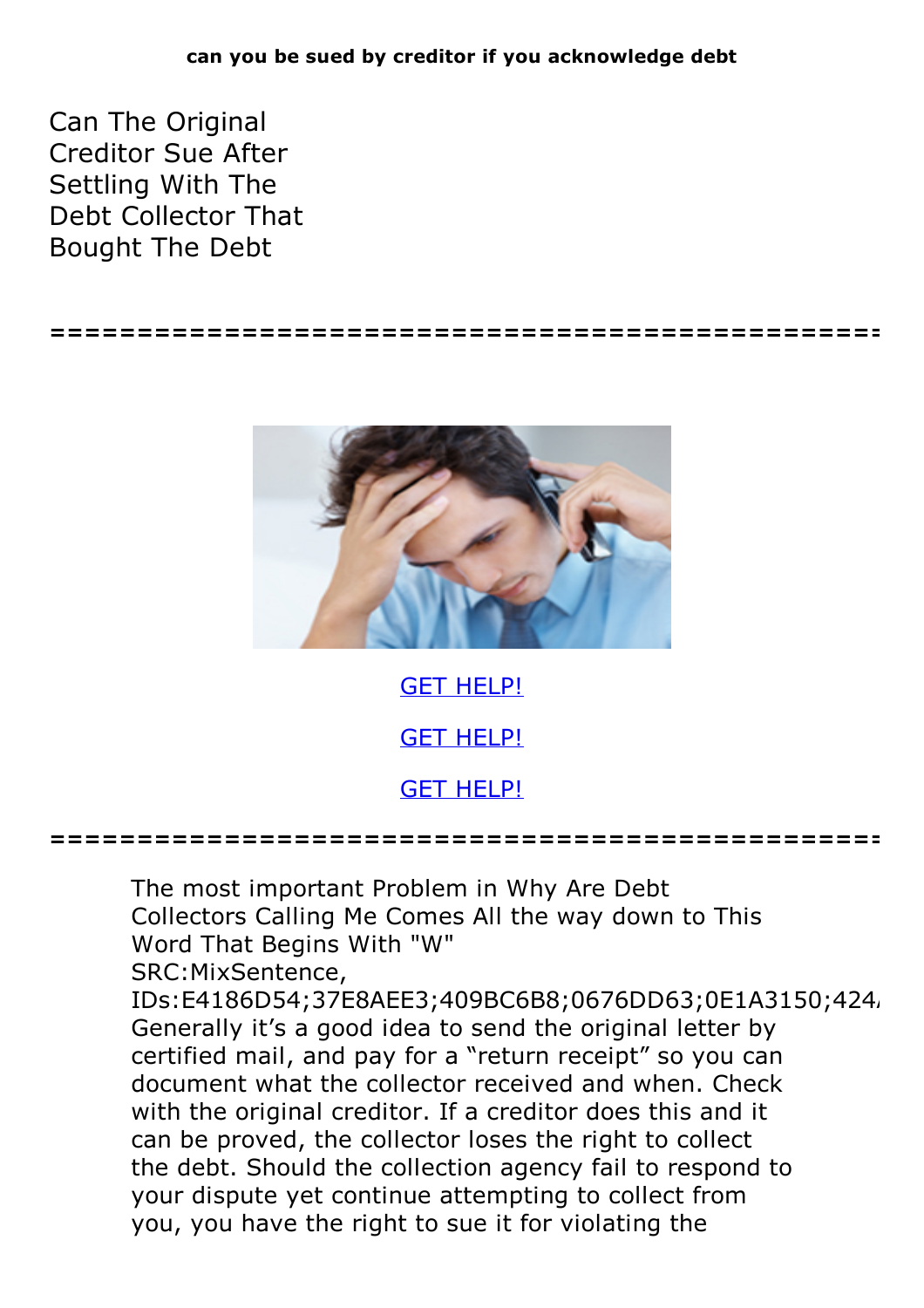**can you be sued by creditor if you acknowledge debt**

# Can The Original Creditor Sue After Settling With The Debt Collector That Bought The Debt

================================================================

GET HELP!

GET HELP!

GET HELP!

================================================================

The most important Problem in Why Are Debt Collectors Calling Me Comes All the way down to This Word That Begins With "W"
SRC:MixSentence,
IDs:E4186D54;37E8AEE3;409BC6B8;0676DD63;0E1A3150;424
Generally it's a good idea to send the original letter by certified mail, and pay for a "return receipt" so you can document what the collector received and when. Check with the original creditor. If a creditor does this and it can be proved, the collector loses the right to collect the debt. Should the collection agency fail to respond to your dispute yet continue attempting to collect from you, you have the right to sue it for violating the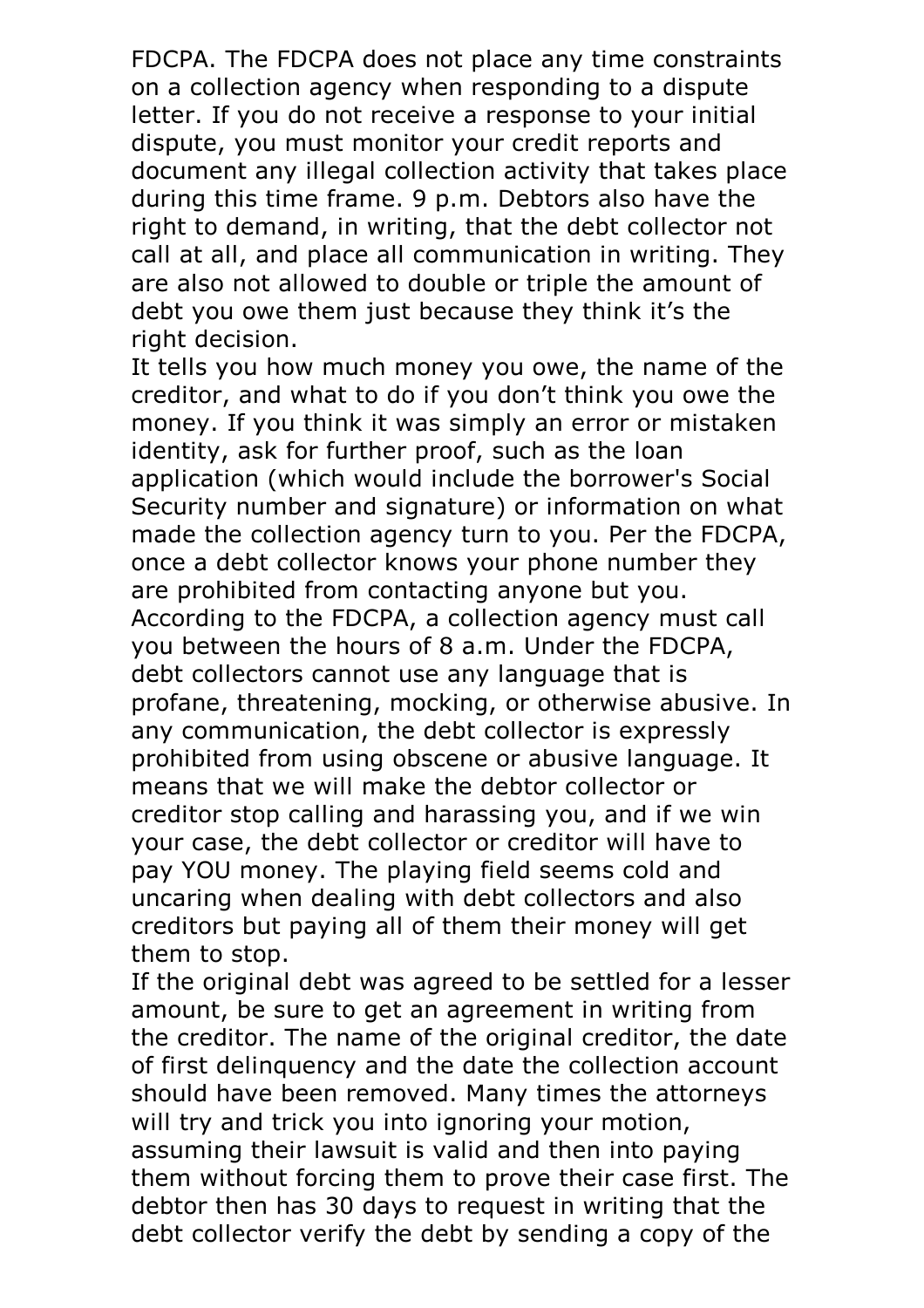FDCPA. The FDCPA does not place any time constraints on a collection agency when responding to a dispute letter. If you do not receive a response to your initial dispute, you must monitor your credit reports and document any illegal collection activity that takes place during this time frame. 9 p.m. Debtors also have the right to demand, in writing, that the debt collector not call at all, and place all communication in writing. They are also not allowed to double or triple the amount of debt you owe them just because they think it's the right decision.

It tells you how much money you owe, the name of the creditor, and what to do if you don't think you owe the money. If you think it was simply an error or mistaken identity, ask for further proof, such as the loan application (which would include the borrower's Social Security number and signature) or information on what made the collection agency turn to you. Per the FDCPA, once a debt collector knows your phone number they are prohibited from contacting anyone but you. According to the FDCPA, a collection agency must call you between the hours of 8 a.m. Under the FDCPA, debt collectors cannot use any language that is profane, threatening, mocking, or otherwise abusive. In any communication, the debt collector is expressly prohibited from using obscene or abusive language. It means that we will make the debtor collector or creditor stop calling and harassing you, and if we win your case, the debt collector or creditor will have to pay YOU money. The playing field seems cold and uncaring when dealing with debt collectors and also creditors but paying all of them their money will get them to stop.

If the original debt was agreed to be settled for a lesser amount, be sure to get an agreement in writing from the creditor. The name of the original creditor, the date of first delinquency and the date the collection account should have been removed. Many times the attorneys will try and trick you into ignoring your motion, assuming their lawsuit is valid and then into paying them without forcing them to prove their case first. The debtor then has 30 days to request in writing that the debt collector verify the debt by sending a copy of the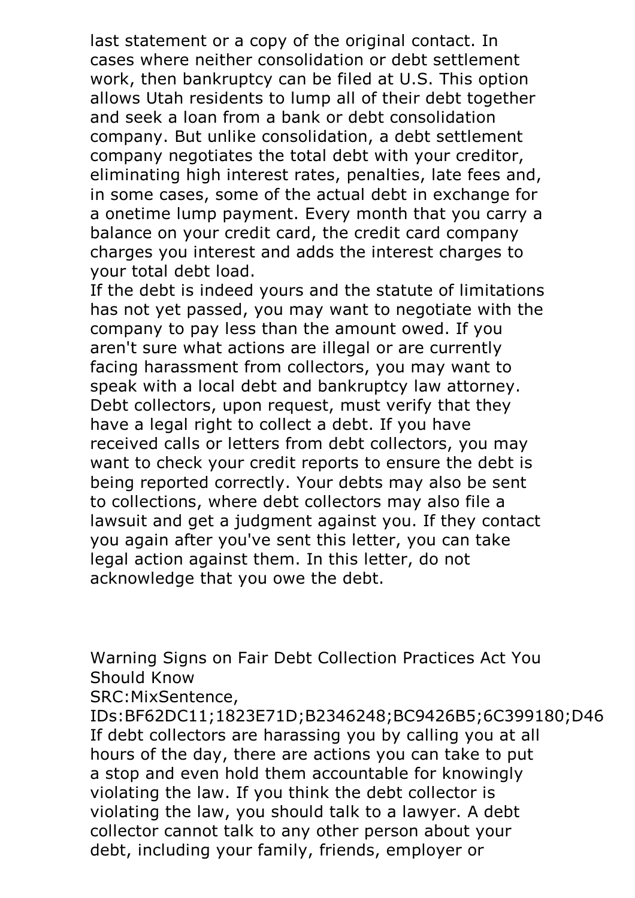last statement or a copy of the original contact. In cases where neither consolidation or debt settlement work, then bankruptcy can be filed at U.S. This option allows Utah residents to lump all of their debt together and seek a loan from a bank or debt consolidation company. But unlike consolidation, a debt settlement company negotiates the total debt with your creditor, eliminating high interest rates, penalties, late fees and, in some cases, some of the actual debt in exchange for a onetime lump payment. Every month that you carry a balance on your credit card, the credit card company charges you interest and adds the interest charges to your total debt load.

If the debt is indeed yours and the statute of limitations has not yet passed, you may want to negotiate with the company to pay less than the amount owed. If you aren't sure what actions are illegal or are currently facing harassment from collectors, you may want to speak with a local debt and bankruptcy law attorney. Debt collectors, upon request, must verify that they have a legal right to collect a debt. If you have received calls or letters from debt collectors, you may want to check your credit reports to ensure the debt is being reported correctly. Your debts may also be sent to collections, where debt collectors may also file a lawsuit and get a judgment against you. If they contact you again after you've sent this letter, you can take legal action against them. In this letter, do not acknowledge that you owe the debt.

## Warning Signs on Fair Debt Collection Practices Act You Should Know

SRC:MixSentence, IDs:BF62DC11;1823E71D;B2346248;BC9426B5;6C399180;D46

If debt collectors are harassing you by calling you at all hours of the day, there are actions you can take to put a stop and even hold them accountable for knowingly violating the law. If you think the debt collector is violating the law, you should talk to a lawyer. A debt collector cannot talk to any other person about your debt, including your family, friends, employer or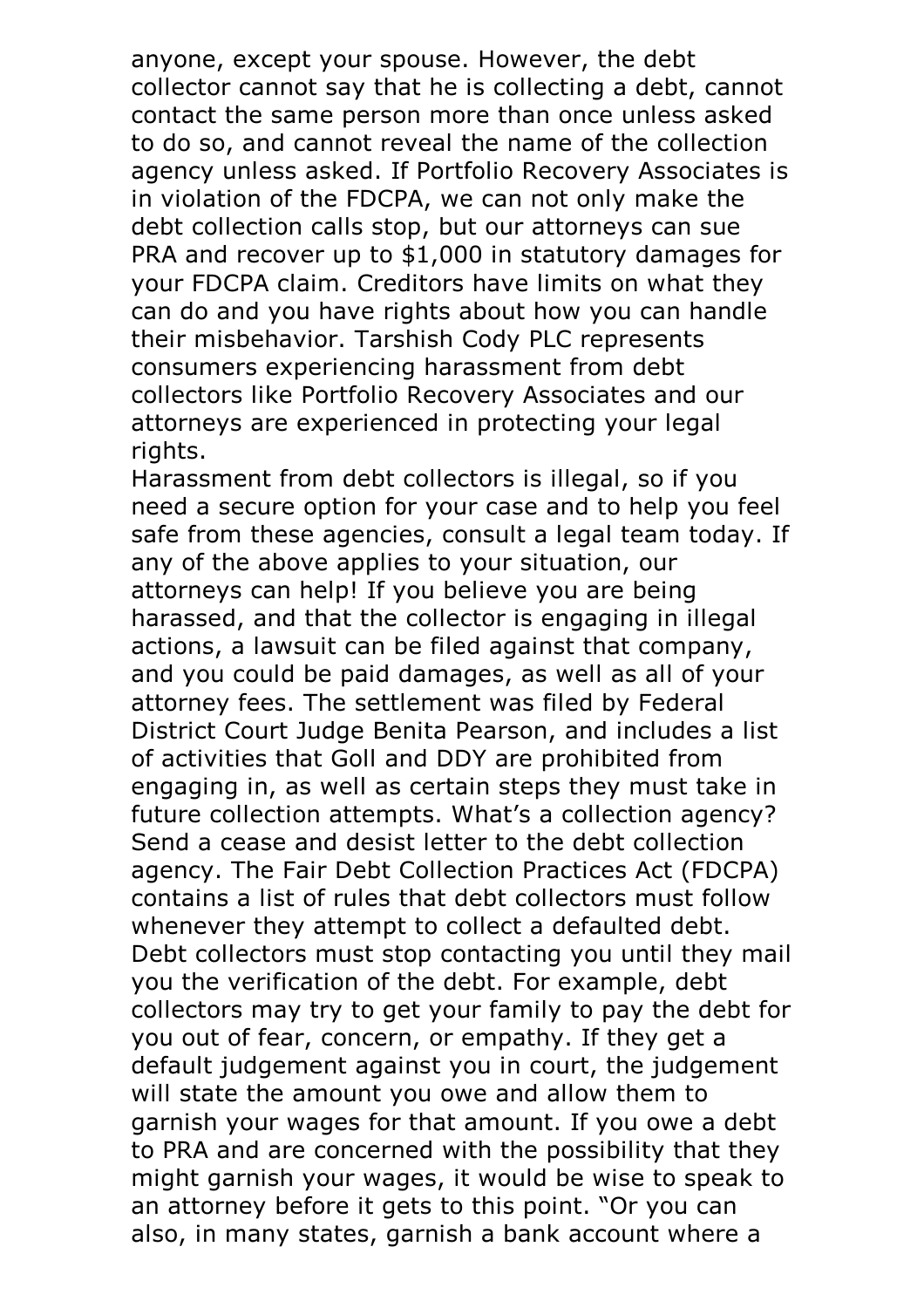anyone, except your spouse. However, the debt collector cannot say that he is collecting a debt, cannot contact the same person more than once unless asked to do so, and cannot reveal the name of the collection agency unless asked. If Portfolio Recovery Associates is in violation of the FDCPA, we can not only make the debt collection calls stop, but our attorneys can sue PRA and recover up to $1,000 in statutory damages for your FDCPA claim. Creditors have limits on what they can do and you have rights about how you can handle their misbehavior. Tarshish Cody PLC represents consumers experiencing harassment from debt collectors like Portfolio Recovery Associates and our attorneys are experienced in protecting your legal rights.

Harassment from debt collectors is illegal, so if you need a secure option for your case and to help you feel safe from these agencies, consult a legal team today. If any of the above applies to your situation, our attorneys can help! If you believe you are being harassed, and that the collector is engaging in illegal actions, a lawsuit can be filed against that company, and you could be paid damages, as well as all of your attorney fees. The settlement was filed by Federal District Court Judge Benita Pearson, and includes a list of activities that Goll and DDY are prohibited from engaging in, as well as certain steps they must take in future collection attempts. What's a collection agency? Send a cease and desist letter to the debt collection agency. The Fair Debt Collection Practices Act (FDCPA) contains a list of rules that debt collectors must follow whenever they attempt to collect a defaulted debt. Debt collectors must stop contacting you until they mail you the verification of the debt. For example, debt collectors may try to get your family to pay the debt for you out of fear, concern, or empathy. If they get a default judgement against you in court, the judgement will state the amount you owe and allow them to garnish your wages for that amount. If you owe a debt to PRA and are concerned with the possibility that they might garnish your wages, it would be wise to speak to an attorney before it gets to this point. "Or you can also, in many states, garnish a bank account where a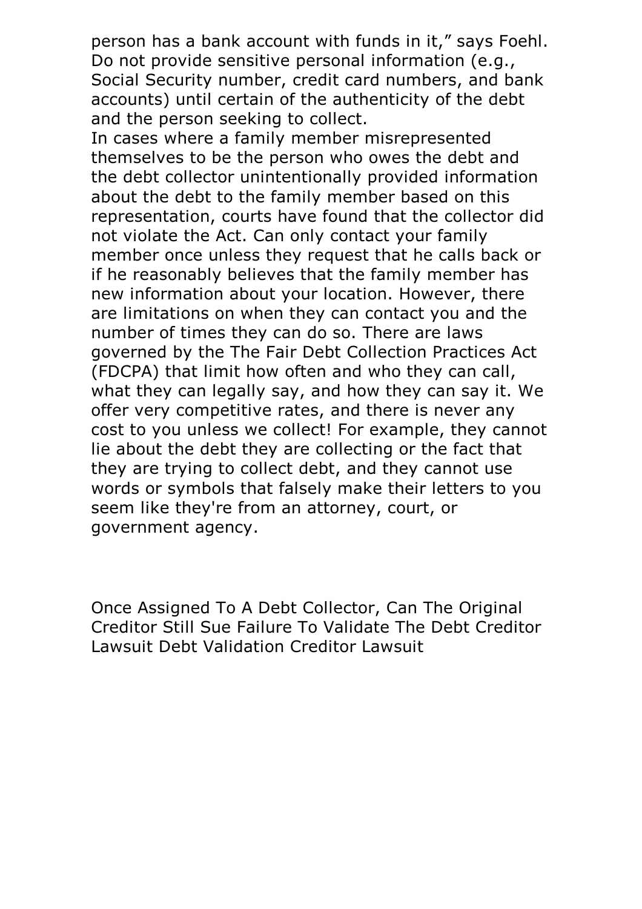person has a bank account with funds in it," says Foehl. Do not provide sensitive personal information (e.g., Social Security number, credit card numbers, and bank accounts) until certain of the authenticity of the debt and the person seeking to collect.

In cases where a family member misrepresented themselves to be the person who owes the debt and the debt collector unintentionally provided information about the debt to the family member based on this representation, courts have found that the collector did not violate the Act. Can only contact your family member once unless they request that he calls back or if he reasonably believes that the family member has new information about your location. However, there are limitations on when they can contact you and the number of times they can do so. There are laws governed by the The Fair Debt Collection Practices Act (FDCPA) that limit how often and who they can call, what they can legally say, and how they can say it. We offer very competitive rates, and there is never any cost to you unless we collect! For example, they cannot lie about the debt they are collecting or the fact that they are trying to collect debt, and they cannot use words or symbols that falsely make their letters to you seem like they're from an attorney, court, or government agency.

Once Assigned To A Debt Collector, Can The Original Creditor Still Sue Failure To Validate The Debt Creditor Lawsuit Debt Validation Creditor Lawsuit